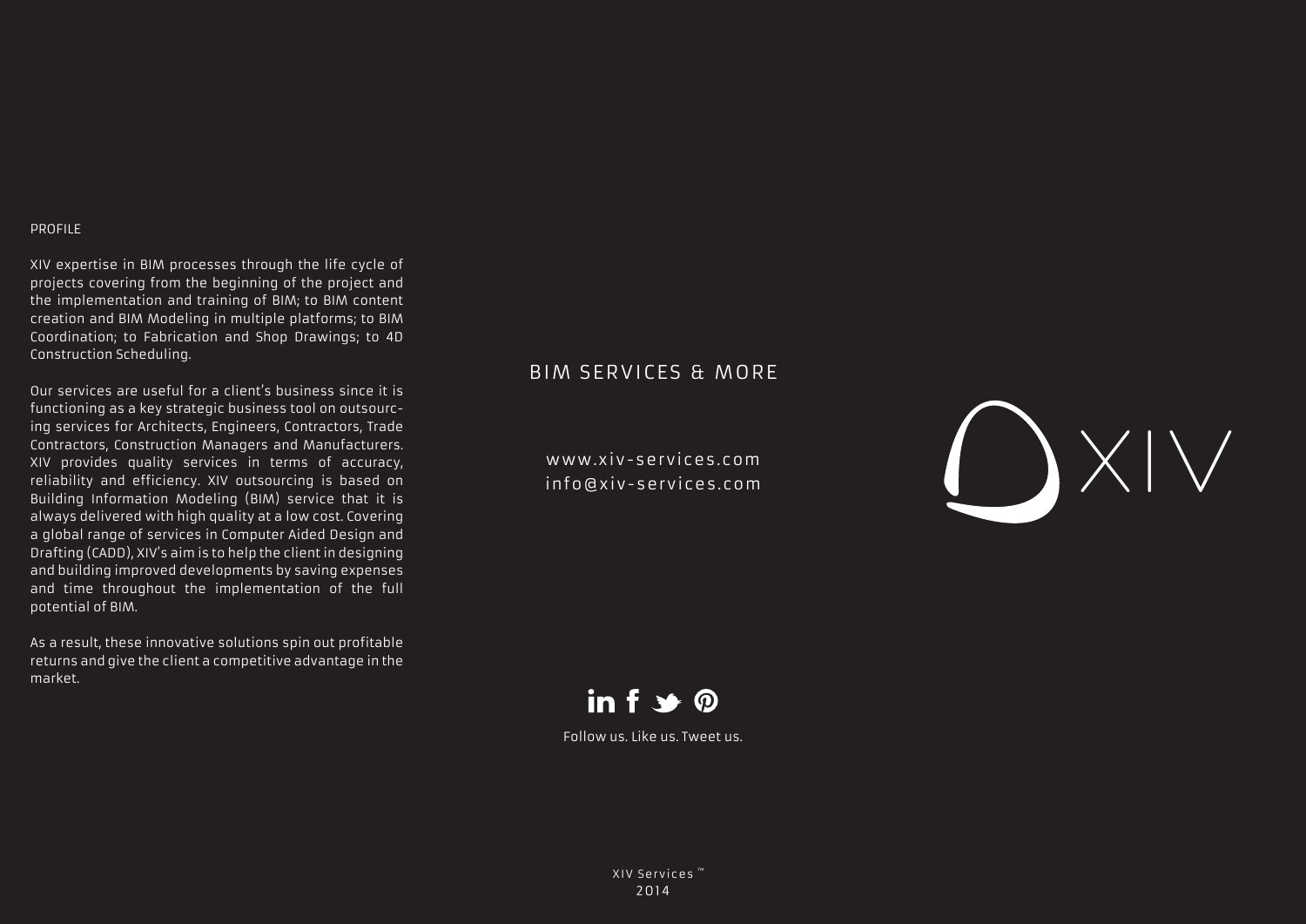## PROFILE

XIV expertise in BIM processes through the life cycle of projects covering from the beginning of the project and the implementation and training of BIM; to BIM content creation and BIM Modeling in multiple platforms; to BIM Coordination; to Fabrication and Shop Drawings; to 4D Construction Scheduling.

Our services are useful for a client's business since it is functioning as a key strategic business tool on outsourcing services for Architects, Engineers, Contractors, Trade Contractors, Construction Managers and Manufacturers. XIV provides quality services in terms of accuracy, reliability and efficiency. XIV outsourcing is based on Building Information Modeling (BIM) service that it is always delivered with high quality at a low cost. Covering a global range of services in Computer Aided Design and Drafting (CADD), XIV's aim is to help the client in designing and building improved developments by saving expenses and time throughout the implementation of the full potential of BIM.

As a result, these innovative solutions spin out profitable returns and give the client a competitive advantage in the market.

# BIM SERVICES & MORE

www.xiv-services.com
info@xiv-services.com

XIV

Follow us. Like us. Tweet us.

XIV Services ™
2014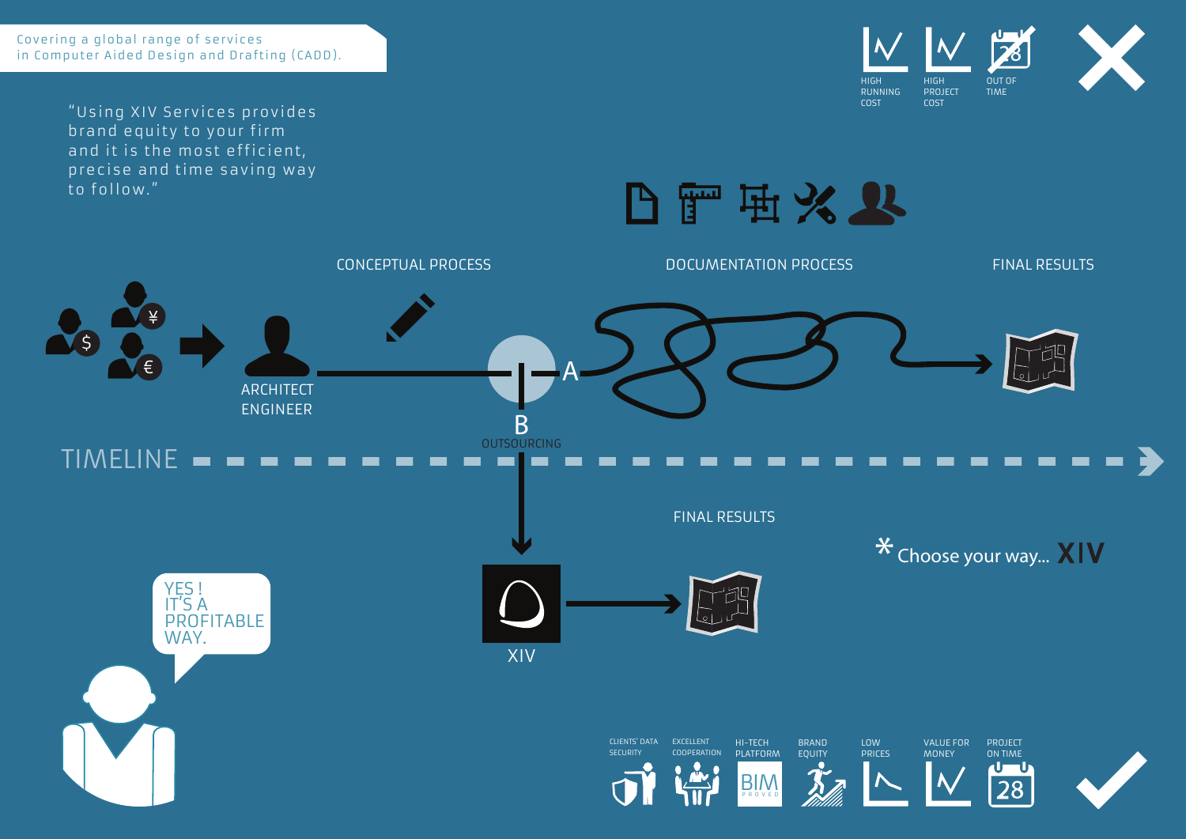Covering a global range of services
in Computer Aided Design and Drafting (CADD).

"Using XIV Services provides brand equity to your firm and it is the most efficient, precise and time saving way to follow."

HIGH RUNNING COST

HIGH PROJECT COST

OUT OF TIME

CONCEPTUAL PROCESS

DOCUMENTATION PROCESS

FINAL RESULTS

ARCHITECT ENGINEER

A

B

OUTSOURCING

TIMELINE

FINAL RESULTS

\* Choose your way... **XIV**

YES ! IT'S A PROFITABLE WAY.

XIV

CLIENTS' DATA SECURITY

EXCELLENT COOPERATION

HI-TECH PLATFORM

BIM PROVED

BRAND EQUITY

LOW PRICES

VALUE FOR MONEY

PROJECT ON TIME